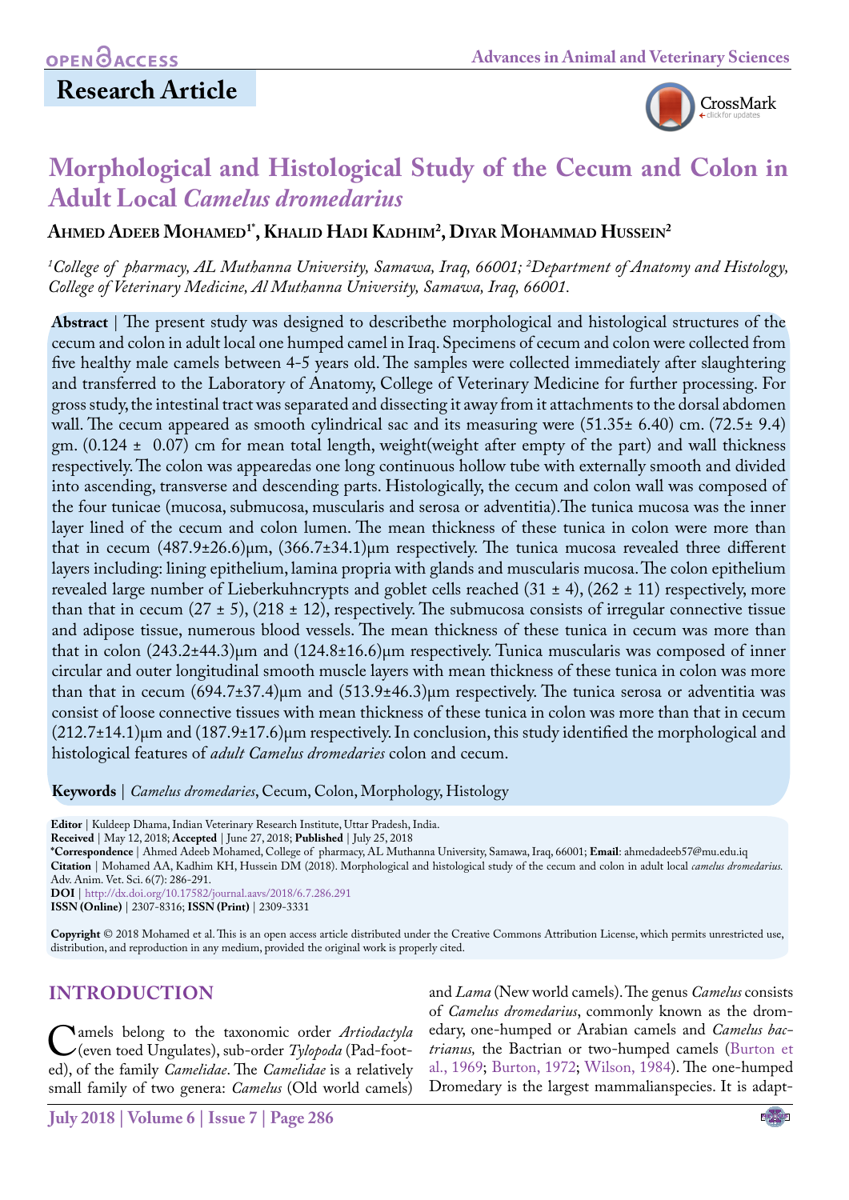**OPEN ACCESS**

## Research Article

# Morphological and Histological Study of the Cecum and Colon in Adult Local *Camelus dromedarius*

**Ahmed Adeeb Mohamed[1*], Khalid Hadi Kadhim[2], Diyar Mohammad Hussein[2]**

*[1]College of pharmacy, AL Muthanna University, Samawa, Iraq, 66001; [2]Department of Anatomy and Histology, College of Veterinary Medicine, Al Muthanna University, Samawa, Iraq, 66001.*

**Abstract** | The present study was designed to describethe morphological and histological structures of the cecum and colon in adult local one humped camel in Iraq. Specimens of cecum and colon were collected from five healthy male camels between 4-5 years old. The samples were collected immediately after slaughtering and transferred to the Laboratory of Anatomy, College of Veterinary Medicine for further processing. For gross study, the intestinal tract was separated and dissecting it away from it attachments to the dorsal abdomen wall. The cecum appeared as smooth cylindrical sac and its measuring were (51.35± 6.40) cm. (72.5± 9.4) gm. (0.124 ± 0.07) cm for mean total length, weight(weight after empty of the part) and wall thickness respectively. The colon was appearedas one long continuous hollow tube with externally smooth and divided into ascending, transverse and descending parts. Histologically, the cecum and colon wall was composed of the four tunicae (mucosa, submucosa, muscularis and serosa or adventitia).The tunica mucosa was the inner layer lined of the cecum and colon lumen. The mean thickness of these tunica in colon were more than that in cecum (487.9±26.6)μm, (366.7±34.1)μm respectively. The tunica mucosa revealed three different layers including: lining epithelium, lamina propria with glands and muscularis mucosa. The colon epithelium revealed large number of Lieberkuhncrypts and goblet cells reached (31 ± 4), (262 ± 11) respectively, more than that in cecum (27 ± 5), (218 ± 12), respectively. The submucosa consists of irregular connective tissue and adipose tissue, numerous blood vessels. The mean thickness of these tunica in cecum was more than that in colon (243.2±44.3)μm and (124.8±16.6)μm respectively. Tunica muscularis was composed of inner circular and outer longitudinal smooth muscle layers with mean thickness of these tunica in colon was more than that in cecum (694.7±37.4)μm and (513.9±46.3)μm respectively. The tunica serosa or adventitia was consist of loose connective tissues with mean thickness of these tunica in colon was more than that in cecum (212.7±14.1)μm and (187.9±17.6)μm respectively. In conclusion, this study identified the morphological and histological features of *adult Camelus dromedaries* colon and cecum.

**Keywords** | *Camelus dromedaries*, Cecum, Colon, Morphology, Histology

**Editor** | Kuldeep Dhama, Indian Veterinary Research Institute, Uttar Pradesh, India.
**Received** | May 12, 2018; **Accepted** | June 27, 2018; **Published** | July 25, 2018
**\*Correspondence** | Ahmed Adeeb Mohamed, College of pharmacy, AL Muthanna University, Samawa, Iraq, 66001; **Email**: ahmedadeeb57@mu.edu.iq
**Citation** | Mohamed AA, Kadhim KH, Hussein DM (2018). Morphological and histological study of the cecum and colon in adult local *camelus dromedarius.* Adv. Anim. Vet. Sci. 6(7): 286-291.
**DOI** | http://dx.doi.org/10.17582/journal.aavs/2018/6.7.286.291
**ISSN (Online)** | 2307-8316; **ISSN (Print)** | 2309-3331

**Copyright** © 2018 Mohamed et al. This is an open access article distributed under the Creative Commons Attribution License, which permits unrestricted use, distribution, and reproduction in any medium, provided the original work is properly cited.

## INTRODUCTION

Camels belong to the taxonomic order *Artiodactyla* (even toed Ungulates), sub-order *Tylopoda* (Pad-footed), of the family *Camelidae*. The *Camelidae* is a relatively small family of two genera: *Camelus* (Old world camels) and *Lama* (New world camels). The genus *Camelus* consists of *Camelus dromedarius*, commonly known as the dromedary, one-humped or Arabian camels and *Camelus bactrianus,* the Bactrian or two-humped camels (Burton et al., 1969; Burton, 1972; Wilson, 1984). The one-humped Dromedary is the largest mammalianspecies. It is adapt-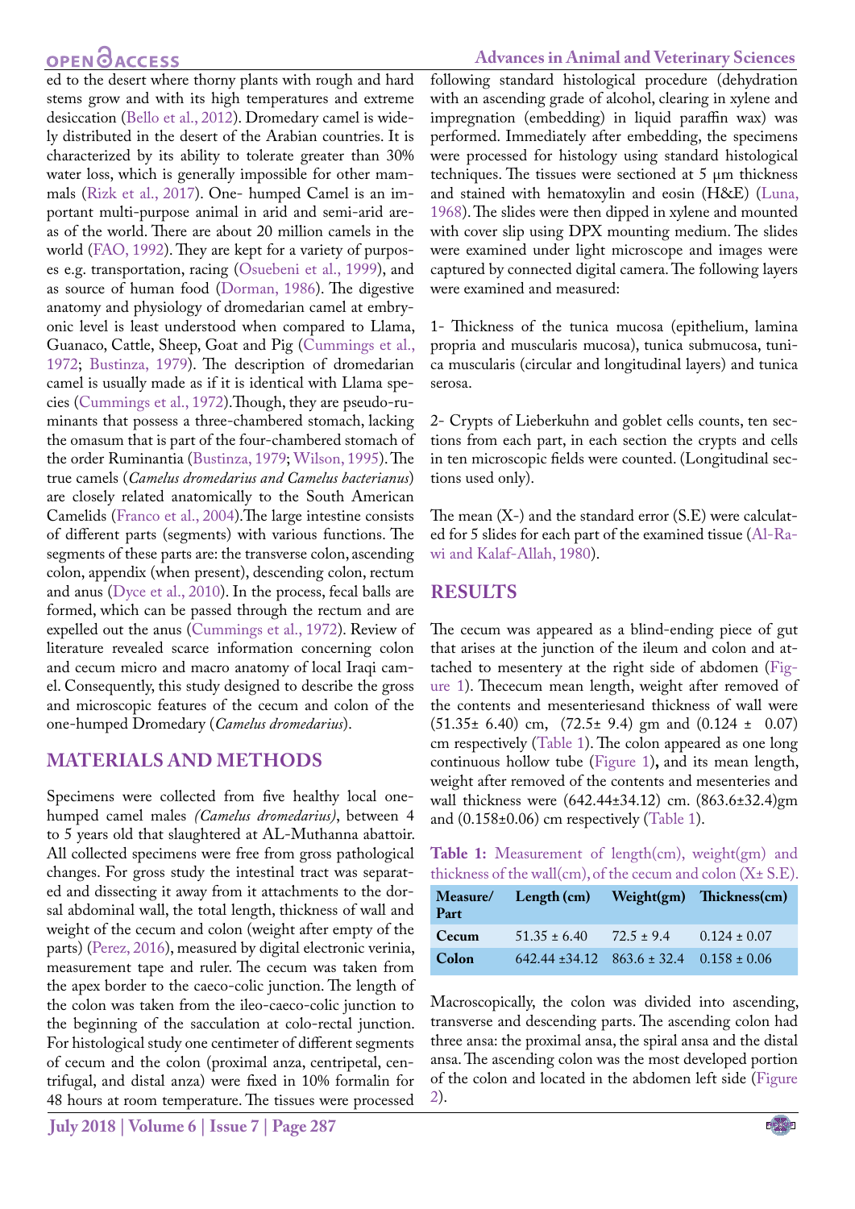ed to the desert where thorny plants with rough and hard stems grow and with its high temperatures and extreme desiccation (Bello et al., 2012). Dromedary camel is widely distributed in the desert of the Arabian countries. It is characterized by its ability to tolerate greater than 30% water loss, which is generally impossible for other mammals (Rizk et al., 2017). One- humped Camel is an important multi-purpose animal in arid and semi-arid areas of the world. There are about 20 million camels in the world (FAO, 1992). They are kept for a variety of purposes e.g. transportation, racing (Osuebeni et al., 1999), and as source of human food (Dorman, 1986). The digestive anatomy and physiology of dromedarian camel at embryonic level is least understood when compared to Llama, Guanaco, Cattle, Sheep, Goat and Pig (Cummings et al., 1972; Bustinza, 1979). The description of dromedarian camel is usually made as if it is identical with Llama species (Cummings et al., 1972).Though, they are pseudo-ruminants that possess a three-chambered stomach, lacking the omasum that is part of the four-chambered stomach of the order Ruminantia (Bustinza, 1979; Wilson, 1995). The true camels (*Camelus dromedarius and Camelus bacterianus*) are closely related anatomically to the South American Camelids (Franco et al., 2004).The large intestine consists of different parts (segments) with various functions. The segments of these parts are: the transverse colon, ascending colon, appendix (when present), descending colon, rectum and anus (Dyce et al., 2010). In the process, fecal balls are formed, which can be passed through the rectum and are expelled out the anus (Cummings et al., 1972). Review of literature revealed scarce information concerning colon and cecum micro and macro anatomy of local Iraqi camel. Consequently, this study designed to describe the gross and microscopic features of the cecum and colon of the one-humped Dromedary (*Camelus dromedarius*).

## MATERIALS AND METHODS

Specimens were collected from five healthy local one-humped camel males *(Camelus dromedarius)*, between 4 to 5 years old that slaughtered at AL-Muthanna abattoir. All collected specimens were free from gross pathological changes. For gross study the intestinal tract was separated and dissecting it away from it attachments to the dorsal abdominal wall, the total length, thickness of wall and weight of the cecum and colon (weight after empty of the parts) (Perez, 2016), measured by digital electronic verinia, measurement tape and ruler. The cecum was taken from the apex border to the caeco-colic junction. The length of the colon was taken from the ileo-caeco-colic junction to the beginning of the sacculation at colo-rectal junction. For histological study one centimeter of different segments of cecum and the colon (proximal anza, centripetal, centrifugal, and distal anza) were fixed in 10% formalin for 48 hours at room temperature. The tissues were processed following standard histological procedure (dehydration with an ascending grade of alcohol, clearing in xylene and impregnation (embedding) in liquid paraffin wax) was performed. Immediately after embedding, the specimens were processed for histology using standard histological techniques. The tissues were sectioned at 5 µm thickness and stained with hematoxylin and eosin (H&E) (Luna, 1968). The slides were then dipped in xylene and mounted with cover slip using DPX mounting medium. The slides were examined under light microscope and images were captured by connected digital camera. The following layers were examined and measured:

1- Thickness of the tunica mucosa (epithelium, lamina propria and muscularis mucosa), tunica submucosa, tunica muscularis (circular and longitudinal layers) and tunica serosa.

2- Crypts of Lieberkuhn and goblet cells counts, ten sections from each part, in each section the crypts and cells in ten microscopic fields were counted. (Longitudinal sections used only).

The mean (X-) and the standard error (S.E) were calculated for 5 slides for each part of the examined tissue (Al-Rawi and Kalaf-Allah, 1980).

## RESULTS

The cecum was appeared as a blind-ending piece of gut that arises at the junction of the ileum and colon and attached to mesentery at the right side of abdomen (Figure 1). Thececum mean length, weight after removed of the contents and mesenteriesand thickness of wall were (51.35± 6.40) cm, (72.5± 9.4) gm and (0.124 ± 0.07) cm respectively (Table 1). The colon appeared as one long continuous hollow tube (Figure 1), and its mean length, weight after removed of the contents and mesenteries and wall thickness were (642.44±34.12) cm. (863.6±32.4)gm and (0.158±0.06) cm respectively (Table 1).

**Table 1:** Measurement of length(cm), weight(gm) and thickness of the wall(cm), of the cecum and colon (X± S.E).

| Measure/ Part | Length (cm) | Weight(gm) | Thickness(cm) |
|---|---|---|---|
| **Cecum** | 51.35 ± 6.40 | 72.5 ± 9.4 | 0.124 ± 0.07 |
| **Colon** | 642.44 ±34.12 | 863.6 ± 32.4 | 0.158 ± 0.06 |

Macroscopically, the colon was divided into ascending, transverse and descending parts. The ascending colon had three ansa: the proximal ansa, the spiral ansa and the distal ansa. The ascending colon was the most developed portion of the colon and located in the abdomen left side (Figure 2).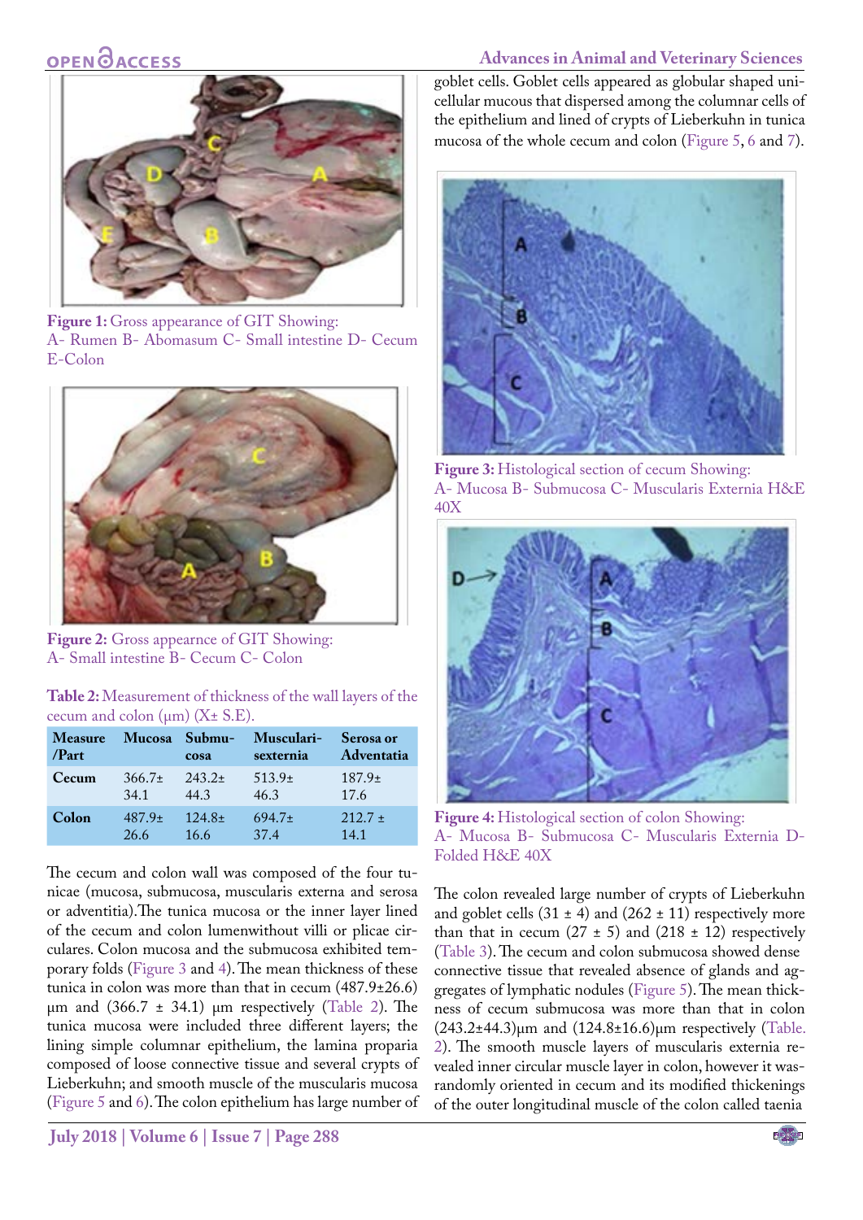Figure 1: Gross appearance of GIT Showing: A- Rumen B- Abomasum C- Small intestine D- Cecum E-Colon

Figure 2: Gross appearnce of GIT Showing: A- Small intestine B- Cecum C- Colon

**Table 2:** Measurement of thickness of the wall layers of the cecum and colon (µm) (X± S.E).

| Measure /Part | Mucosa | Submucosa | Muscularisexternia | Serosa or Adventatia |
|---|---|---|---|---|
| **Cecum** | 366.7± 34.1 | 243.2± 44.3 | 513.9± 46.3 | 187.9± 17.6 |
| **Colon** | 487.9± 26.6 | 124.8± 16.6 | 694.7± 37.4 | 212.7 ± 14.1 |

The cecum and colon wall was composed of the four tunicae (mucosa, submucosa, muscularis externa and serosa or adventitia).The tunica mucosa or the inner layer lined of the cecum and colon lumenwithout villi or plicae circulares. Colon mucosa and the submucosa exhibited temporary folds (Figure 3 and 4). The mean thickness of these tunica in colon was more than that in cecum (487.9±26.6) µm and (366.7 ± 34.1) µm respectively (Table 2). The tunica mucosa were included three different layers; the lining simple columnar epithelium, the lamina proparia composed of loose connective tissue and several crypts of Lieberkuhn; and smooth muscle of the muscularis mucosa (Figure 5 and 6). The colon epithelium has large number of goblet cells. Goblet cells appeared as globular shaped unicellular mucous that dispersed among the columnar cells of the epithelium and lined of crypts of Lieberkuhn in tunica mucosa of the whole cecum and colon (Figure 5, 6 and 7).

Figure 3: Histological section of cecum Showing: A- Mucosa B- Submucosa C- Muscularis Externia H&E 40X

Figure 4: Histological section of colon Showing: A- Mucosa B- Submucosa C- Muscularis Externia D- Folded H&E 40X

The colon revealed large number of crypts of Lieberkuhn and goblet cells (31 ± 4) and (262 ± 11) respectively more than that in cecum (27 ± 5) and (218 ± 12) respectively (Table 3). The cecum and colon submucosa showed dense connective tissue that revealed absence of glands and aggregates of lymphatic nodules (Figure 5). The mean thickness of cecum submucosa was more than that in colon (243.2±44.3)µm and (124.8±16.6)µm respectively (Table. 2). The smooth muscle layers of muscularis externa revealed inner circular muscle layer in colon, however it was randomly oriented in cecum and its modified thickenings of the outer longitudinal muscle of the colon called taenia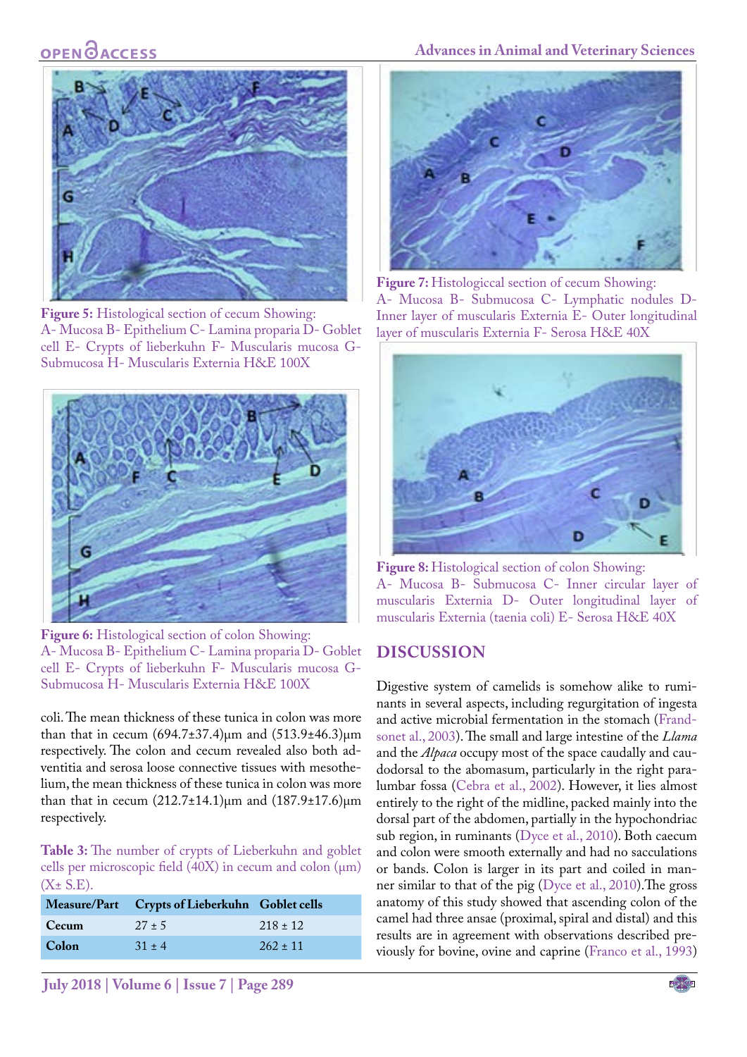Figure 5: Histological section of cecum Showing: A- Mucosa B- Epithelium C- Lamina proparia D- Goblet cell E- Crypts of lieberkuhn F- Muscularis mucosa G- Submucosa H- Muscularis Externia H&E 100X

Figure 6: Histological section of colon Showing: A- Mucosa B- Epithelium C- Lamina proparia D- Goblet cell E- Crypts of lieberkuhn F- Muscularis mucosa G- Submucosa H- Muscularis Externia H&E 100X

coli. The mean thickness of these tunica in colon was more than that in cecum (694.7±37.4)μm and (513.9±46.3)μm respectively. The colon and cecum revealed also both adventitia and serosa loose connective tissues with mesothelium, the mean thickness of these tunica in colon was more than that in cecum (212.7±14.1)μm and (187.9±17.6)μm respectively.

**Table 3:** The number of crypts of Lieberkuhn and goblet cells per microscopic field (40X) in cecum and colon (μm) (X± S.E).

| Measure/Part | Crypts of Lieberkuhn | Goblet cells |
|---|---|---|
| **Cecum** | 27 ± 5 | 218 ± 12 |
| **Colon** | 31 ± 4 | 262 ± 11 |

Figure 7: Histologiccal section of cecum Showing: A- Mucosa B- Submucosa C- Lymphatic nodules D- Inner layer of muscularis Externa E- Outer longitudinal layer of muscularis Externa F- Serosa H&E 40X

Figure 8: Histological section of colon Showing: A- Mucosa B- Submucosa C- Inner circular layer of muscularis Externia D- Outer longitudinal layer of muscularis Externia (taenia coli) E- Serosa H&E 40X

## DISCUSSION

Digestive system of camelids is somehow alike to ruminants in several aspects, including regurgitation of ingesta and active microbial fermentation in the stomach (Frandsonet al., 2003). The small and large intestine of the *Llama* and the *Alpaca* occupy most of the space caudally and caudodorsal to the abomasum, particularly in the right paralumbar fossa (Cebra et al., 2002). However, it lies almost entirely to the right of the midline, packed mainly into the dorsal part of the abdomen, partially in the hypochondriac sub region, in ruminants (Dyce et al., 2010). Both caecum and colon were smooth externally and had no sacculations or bands. Colon is larger in its part and coiled in manner similar to that of the pig (Dyce et al., 2010). The gross anatomy of this study showed that ascending colon of the camel had three ansae (proximal, spiral and distal) and this results are in agreement with observations described previously for bovine, ovine and caprine (Franco et al., 1993)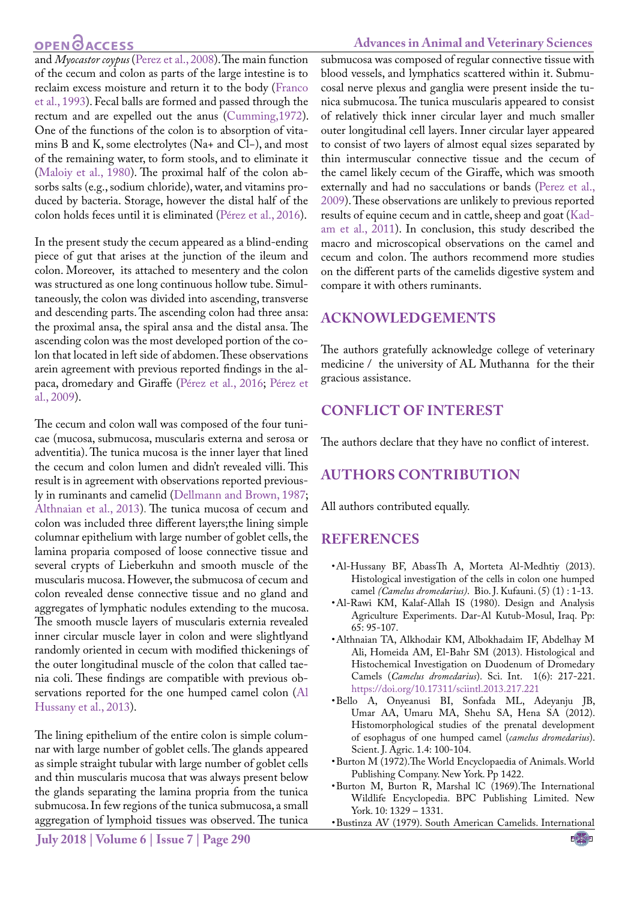and *Myocastor coypus* (Perez et al., 2008). The main function of the cecum and colon as parts of the large intestine is to reclaim excess moisture and return it to the body (Franco et al., 1993). Fecal balls are formed and passed through the rectum and are expelled out the anus (Cumming,1972). One of the functions of the colon is to absorption of vitamins B and K, some electrolytes (Na+ and Cl–), and most of the remaining water, to form stools, and to eliminate it (Maloiy et al., 1980). The proximal half of the colon absorbs salts (e.g., sodium chloride), water, and vitamins produced by bacteria. Storage, however the distal half of the colon holds feces until it is eliminated (Pérez et al., 2016).

In the present study the cecum appeared as a blind-ending piece of gut that arises at the junction of the ileum and colon. Moreover, its attached to mesentery and the colon was structured as one long continuous hollow tube. Simultaneously, the colon was divided into ascending, transverse and descending parts. The ascending colon had three ansa: the proximal ansa, the spiral ansa and the distal ansa. The ascending colon was the most developed portion of the colon that located in left side of abdomen. These observations arein agreement with previous reported findings in the alpaca, dromedary and Giraffe (Pérez et al., 2016; Pérez et al., 2009).

The cecum and colon wall was composed of the four tunicae (mucosa, submucosa, muscularis externa and serosa or adventitia). The tunica mucosa is the inner layer that lined the cecum and colon lumen and didn't revealed villi. This result is in agreement with observations reported previously in ruminants and camelid (Dellmann and Brown, 1987; Althnaian et al., 2013). The tunica mucosa of cecum and colon was included three different layers;the lining simple columnar epithelium with large number of goblet cells, the lamina proparia composed of loose connective tissue and several crypts of Lieberkuhn and smooth muscle of the muscularis mucosa. However, the submucosa of cecum and colon revealed dense connective tissue and no gland and aggregates of lymphatic nodules extending to the mucosa. The smooth muscle layers of muscularis externia revealed inner circular muscle layer in colon and were slightlyand randomly oriented in cecum with modified thickenings of the outer longitudinal muscle of the colon that called taenia coli. These findings are compatible with previous observations reported for the one humped camel colon (Al Hussany et al., 2013).

The lining epithelium of the entire colon is simple columnar with large number of goblet cells. The glands appeared as simple straight tubular with large number of goblet cells and thin muscularis mucosa that was always present below the glands separating the lamina propria from the tunica submucosa. In few regions of the tunica submucosa, a small aggregation of lymphoid tissues was observed. The tunica submucosa was composed of regular connective tissue with blood vessels, and lymphatics scattered within it. Submucosal nerve plexus and ganglia were present inside the tunica submucosa. The tunica muscularis appeared to consist of relatively thick inner circular layer and much smaller outer longitudinal cell layers. Inner circular layer appeared to consist of two layers of almost equal sizes separated by thin intermuscular connective tissue and the cecum of the camel likely cecum of the Giraffe, which was smooth externally and had no sacculations or bands (Perez et al., 2009). These observations are unlikely to previous reported results of equine cecum and in cattle, sheep and goat (Kadam et al., 2011). In conclusion, this study described the macro and microscopical observations on the camel and cecum and colon. The authors recommend more studies on the different parts of the camelids digestive system and compare it with others ruminants.

## ACKNOWLEDGEMENTS

The authors gratefully acknowledge college of veterinary medicine / the university of AL Muthanna for the their gracious assistance.

## CONFLICT OF INTEREST

The authors declare that they have no conflict of interest.

## AUTHORS CONTRIBUTION

All authors contributed equally.

## REFERENCES

- Al-Hussany BF, AbassTh A, Morteta Al-Medhtiy (2013). Histological investigation of the cells in colon one humped camel *(Camelus dromedarius)*. Bio. J. Kufauni. (5) (1) : 1-13.
- Al-Rawi KM, Kalaf-Allah IS (1980). Design and Analysis Agriculture Experiments. Dar-Al Kutub-Mosul, Iraq. Pp: 65: 95-107.
- Althnaian TA, Alkhodair KM, Albokhadaim IF, Abdelhay M Ali, Homeida AM, El-Bahr SM (2013). Histological and Histochemical Investigation on Duodenum of Dromedary Camels (*Camelus dromedarius*). Sci. Int. 1(6): 217-221. https://doi.org/10.17311/sciintl.2013.217.221
- Bello A, Onyeanusi BI, Sonfada ML, Adeyanju JB, Umar AA, Umaru MA, Shehu SA, Hena SA (2012). Histomorphological studies of the prenatal development of esophagus of one humped camel (*camelus dromedarius*). Scient. J. Agric. 1.4: 100-104.
- Burton M (1972).The World Encyclopaedia of Animals. World Publishing Company. New York. Pp 1422.
- Burton M, Burton R, Marshal lC (1969).The International Wildlife Encyclopedia. BPC Publishing Limited. New York. 10: 1329 – 1331.
- Bustinza AV (1979). South American Camelids. International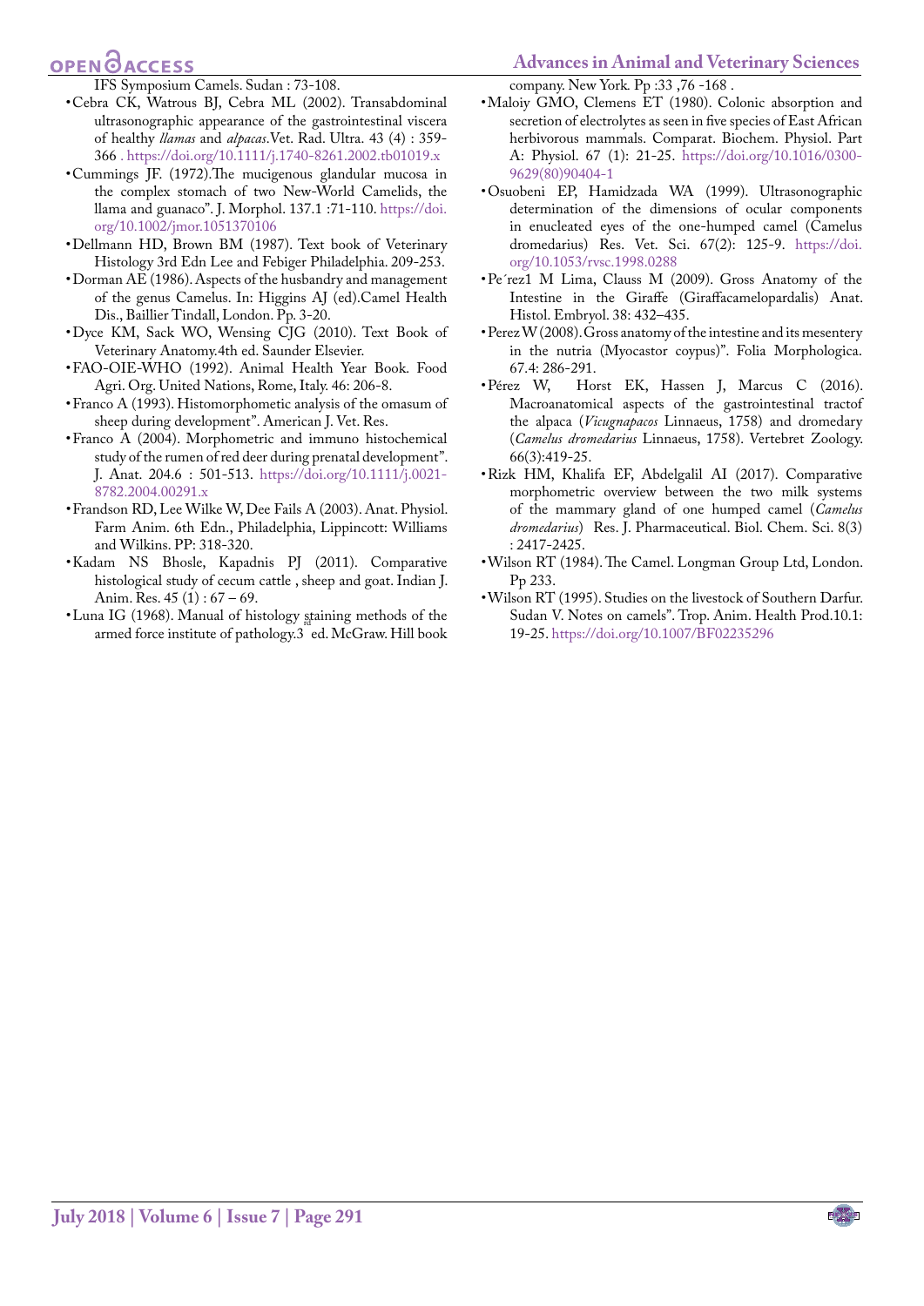IFS Symposium Camels. Sudan : 73-108.

- Cebra CK, Watrous BJ, Cebra ML (2002). Transabdominal ultrasonographic appearance of the gastrointestinal viscera of healthy *llamas* and *alpacas*.Vet. Rad. Ultra. 43 (4) : 359-366 . https://doi.org/10.1111/j.1740-8261.2002.tb01019.x
- Cummings JF. (1972).The mucigenous glandular mucosa in the complex stomach of two New-World Camelids, the llama and guanaco". J. Morphol. 137.1 :71-110. https://doi.org/10.1002/jmor.1051370106
- Dellmann HD, Brown BM (1987). Text book of Veterinary Histology 3rd Edn Lee and Febiger Philadelphia. 209-253.
- Dorman AE (1986). Aspects of the husbandry and management of the genus Camelus. In: Higgins AJ (ed).Camel Health Dis., Baillier Tindall, London. Pp. 3-20.
- Dyce KM, Sack WO, Wensing CJG (2010). Text Book of Veterinary Anatomy.4th ed. Saunder Elsevier.
- FAO-OIE-WHO (1992). Animal Health Year Book. Food Agri. Org. United Nations, Rome, Italy. 46: 206-8.
- Franco A (1993). Histomorphometic analysis of the omasum of sheep during development". American J. Vet. Res.
- Franco A (2004). Morphometric and immuno histochemical study of the rumen of red deer during prenatal development". J. Anat. 204.6 : 501-513. https://doi.org/10.1111/j.0021-8782.2004.00291.x
- Frandson RD, Lee Wilke W, Dee Fails A (2003). Anat. Physiol. Farm Anim. 6th Edn., Philadelphia, Lippincott: Williams and Wilkins. PP: 318-320.
- Kadam NS Bhosle, Kapadnis PJ (2011). Comparative histological study of cecum cattle , sheep and goat. Indian J. Anim. Res. 45 (1) : 67 – 69.
- Luna IG (1968). Manual of histology staining methods of the armed force institute of pathology.3rd ed. McGraw. Hill book company. New York. Pp :33 ,76 -168 .
- Maloiy GMO, Clemens ET (1980). Colonic absorption and secretion of electrolytes as seen in five species of East African herbivorous mammals. Comparat. Biochem. Physiol. Part A: Physiol. 67 (1): 21-25. https://doi.org/10.1016/0300-9629(80)90404-1
- Osuobeni EP, Hamidzada WA (1999). Ultrasonographic determination of the dimensions of ocular components in enucleated eyes of the one-humped camel (Camelus dromedarius) Res. Vet. Sci. 67(2): 125-9. https://doi.org/10.1053/rvsc.1998.0288
- Pe´rez1 M Lima, Clauss M (2009). Gross Anatomy of the Intestine in the Giraffe (Giraffacamelopardalis) Anat. Histol. Embryol. 38: 432–435.
- Perez W (2008). Gross anatomy of the intestine and its mesentery in the nutria (Myocastor coypus)". Folia Morphologica. 67.4: 286-291.
- Pérez W, Horst EK, Hassen J, Marcus C (2016). Macroanatomical aspects of the gastrointestinal tractof the alpaca (*Vicugnapacos* Linnaeus, 1758) and dromedary (*Camelus dromedarius* Linnaeus, 1758). Vertebret Zoology. 66(3):419-25.
- Rizk HM, Khalifa EF, Abdelgalil AI (2017). Comparative morphometric overview between the two milk systems of one humped camel (*Camelus dromedarius*) Res. J. Pharmaceutical. Biol. Chem. Sci. 8(3) : 2417-2425.
- Wilson RT (1984). The Camel. Longman Group Ltd, London. Pp 233.
- Wilson RT (1995). Studies on the livestock of Southern Darfur. Sudan V. Notes on camels". Trop. Anim. Health Prod.10.1: 19-25. https://doi.org/10.1007/BF02235296